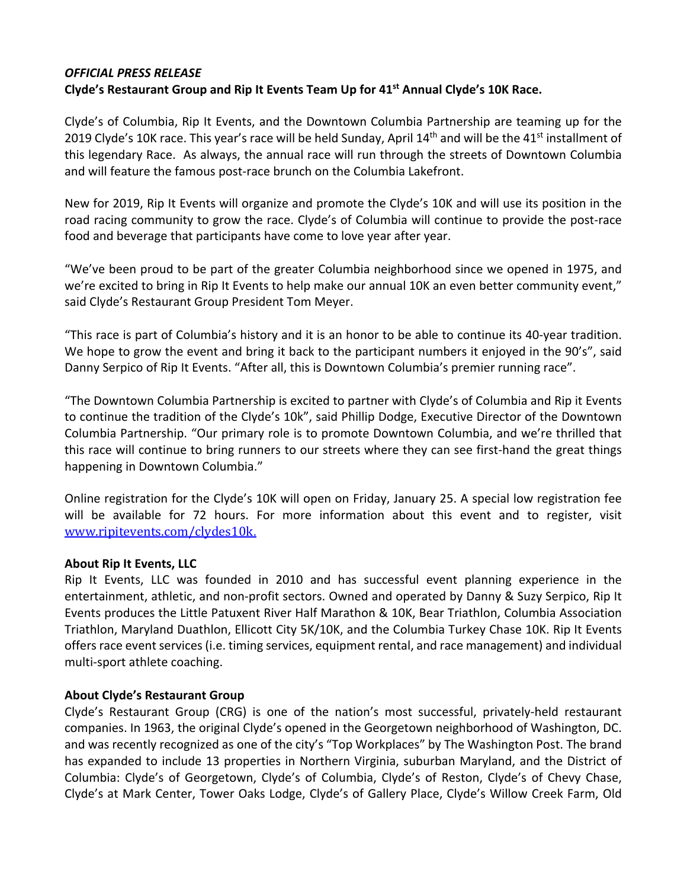***OFFICIAL PRESS RELEASE***

**Clyde's Restaurant Group and Rip It Events Team Up for 41st Annual Clyde's 10K Race.**

Clyde's of Columbia, Rip It Events, and the Downtown Columbia Partnership are teaming up for the 2019 Clyde's 10K race. This year's race will be held Sunday, April 14th and will be the 41st installment of this legendary Race. As always, the annual race will run through the streets of Downtown Columbia and will feature the famous post-race brunch on the Columbia Lakefront.

New for 2019, Rip It Events will organize and promote the Clyde's 10K and will use its position in the road racing community to grow the race. Clyde's of Columbia will continue to provide the post-race food and beverage that participants have come to love year after year.

"We've been proud to be part of the greater Columbia neighborhood since we opened in 1975, and we're excited to bring in Rip It Events to help make our annual 10K an even better community event," said Clyde's Restaurant Group President Tom Meyer.

"This race is part of Columbia's history and it is an honor to be able to continue its 40-year tradition. We hope to grow the event and bring it back to the participant numbers it enjoyed in the 90's", said Danny Serpico of Rip It Events. "After all, this is Downtown Columbia's premier running race".

"The Downtown Columbia Partnership is excited to partner with Clyde's of Columbia and Rip it Events to continue the tradition of the Clyde's 10k", said Phillip Dodge, Executive Director of the Downtown Columbia Partnership. "Our primary role is to promote Downtown Columbia, and we're thrilled that this race will continue to bring runners to our streets where they can see first-hand the great things happening in Downtown Columbia."

Online registration for the Clyde's 10K will open on Friday, January 25. A special low registration fee will be available for 72 hours. For more information about this event and to register, visit www.ripitevents.com/clydes10k.

**About Rip It Events, LLC**

Rip It Events, LLC was founded in 2010 and has successful event planning experience in the entertainment, athletic, and non-profit sectors. Owned and operated by Danny & Suzy Serpico, Rip It Events produces the Little Patuxent River Half Marathon & 10K, Bear Triathlon, Columbia Association Triathlon, Maryland Duathlon, Ellicott City 5K/10K, and the Columbia Turkey Chase 10K. Rip It Events offers race event services (i.e. timing services, equipment rental, and race management) and individual multi-sport athlete coaching.

**About Clyde's Restaurant Group**

Clyde's Restaurant Group (CRG) is one of the nation's most successful, privately-held restaurant companies. In 1963, the original Clyde's opened in the Georgetown neighborhood of Washington, DC. and was recently recognized as one of the city's "Top Workplaces" by The Washington Post. The brand has expanded to include 13 properties in Northern Virginia, suburban Maryland, and the District of Columbia: Clyde's of Georgetown, Clyde's of Columbia, Clyde's of Reston, Clyde's of Chevy Chase, Clyde's at Mark Center, Tower Oaks Lodge, Clyde's of Gallery Place, Clyde's Willow Creek Farm, Old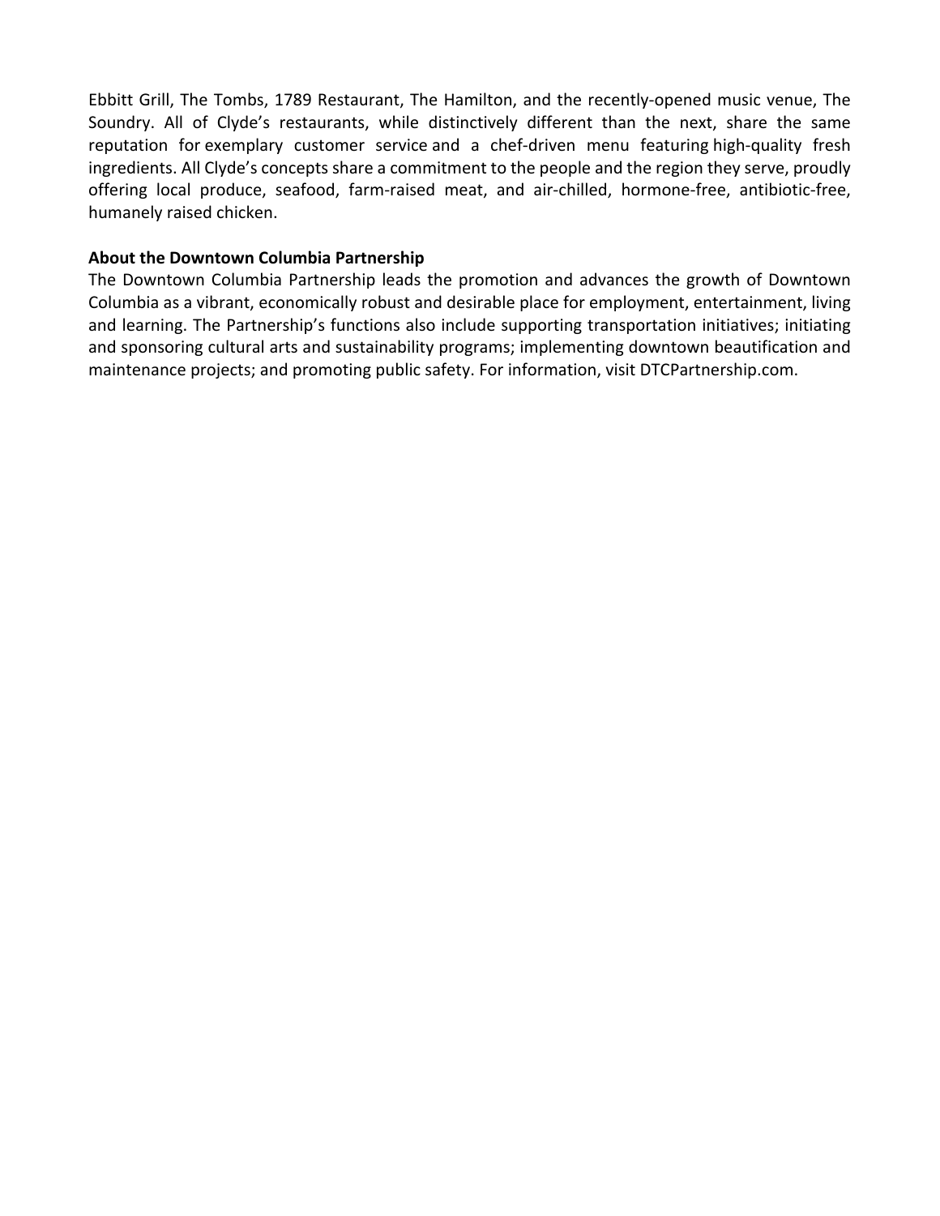Ebbitt Grill, The Tombs, 1789 Restaurant, The Hamilton, and the recently-opened music venue, The Soundry. All of Clyde's restaurants, while distinctively different than the next, share the same reputation for exemplary customer service and a chef-driven menu featuring high-quality fresh ingredients. All Clyde's concepts share a commitment to the people and the region they serve, proudly offering local produce, seafood, farm-raised meat, and air-chilled, hormone-free, antibiotic-free, humanely raised chicken.

**About the Downtown Columbia Partnership**

The Downtown Columbia Partnership leads the promotion and advances the growth of Downtown Columbia as a vibrant, economically robust and desirable place for employment, entertainment, living and learning. The Partnership's functions also include supporting transportation initiatives; initiating and sponsoring cultural arts and sustainability programs; implementing downtown beautification and maintenance projects; and promoting public safety. For information, visit DTCPartnership.com.